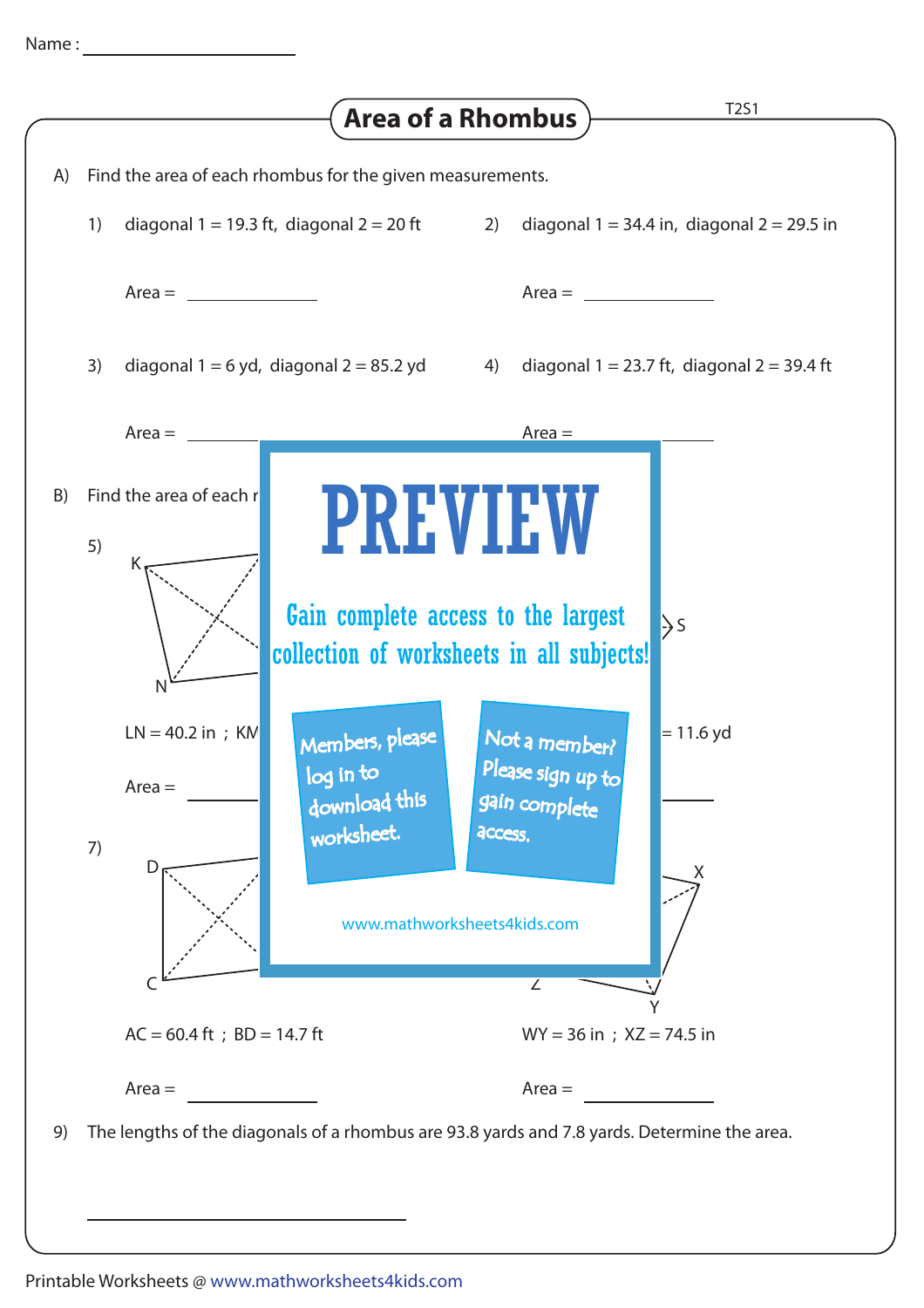Name : ____________________

# Area of a Rhombus

T2S1

A) Find the area of each rhombus for the given measurements.

1) diagonal 1 = 19.3 ft, diagonal 2 = 20 ft

Area = ____________

2) diagonal 1 = 34.4 in, diagonal 2 = 29.5 in

Area = ____________

3) diagonal 1 = 6 yd, diagonal 2 = 85.2 yd

Area = ____________

4) diagonal 1 = 23.7 ft, diagonal 2 = 39.4 ft

Area = ____________

B) Find the area of each r

5)

K

N

S

LN = 40.2 in ; KM

= 11.6 yd

Area = ____________

PREVIEW

Gain complete access to the largest collection of worksheets in all subjects!

Members, please log in to download this worksheet.

Not a member? Please sign up to gain complete access.

www.mathworksheets4kids.com

7)

D

C

X

Z

Y

AC = 60.4 ft ; BD = 14.7 ft

Area = ____________

WY = 36 in ; XZ = 74.5 in

Area = ____________

9) The lengths of the diagonals of a rhombus are 93.8 yards and 7.8 yards. Determine the area.

____________________

Printable Worksheets @ www.mathworksheets4kids.com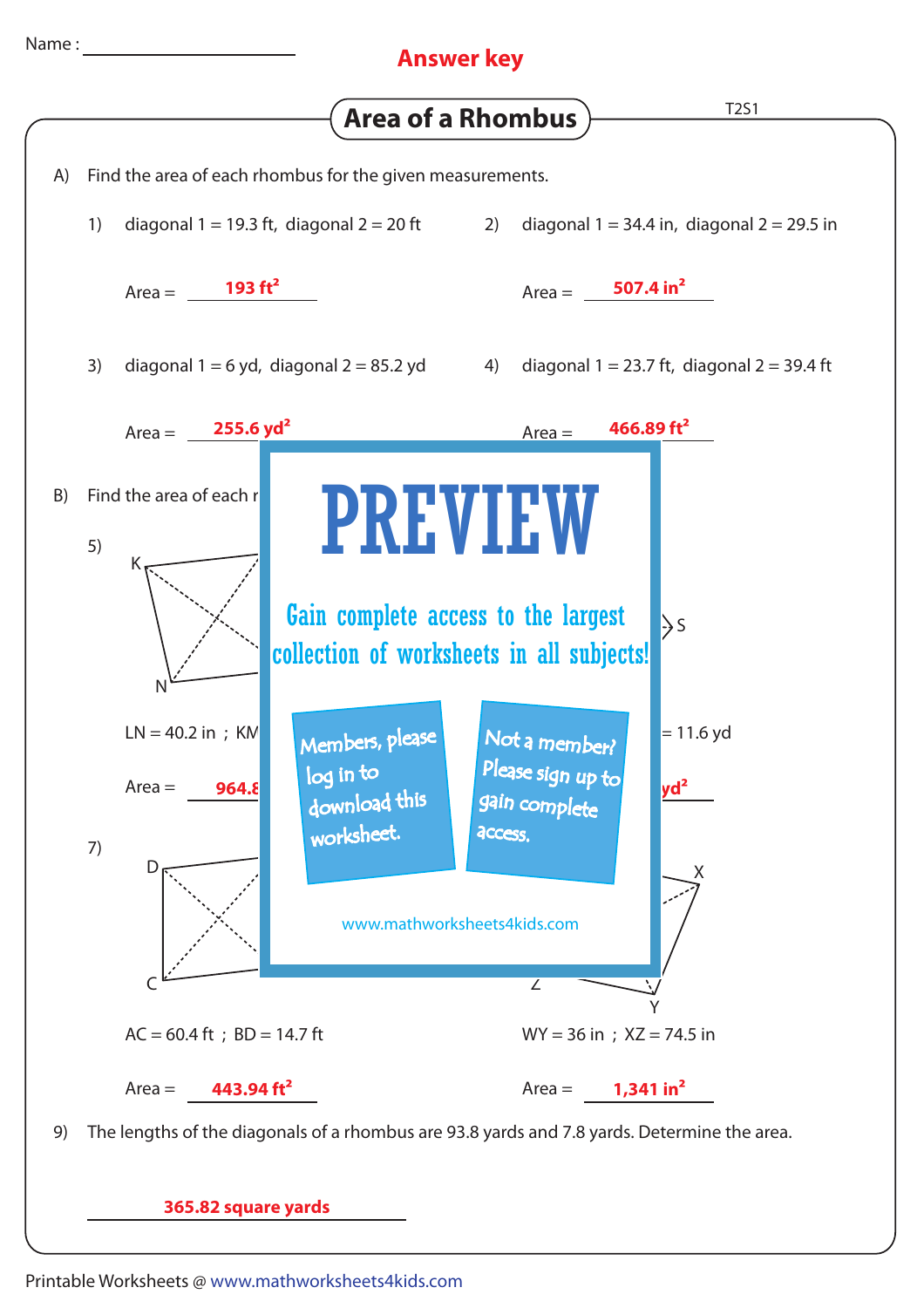Name :

**Answer key**

# Area of a Rhombus

T2S1

A) Find the area of each rhombus for the given measurements.

1) diagonal 1 = 19.3 ft, diagonal 2 = 20 ft

Area = **193 ft$^2$**

2) diagonal 1 = 34.4 in, diagonal 2 = 29.5 in

Area = **507.4 in$^2$**

3) diagonal 1 = 6 yd, diagonal 2 = 85.2 yd

Area = **255.6 yd$^2$**

4) diagonal 1 = 23.7 ft, diagonal 2 = 39.4 ft

Area = **466.89 ft$^2$**

B) Find the area of each r

5)

K

N

S

LN = 40.2 in ; KM

= 11.6 yd

Area = **964.8**

**yd$^2$**

7)

D

C

X

Z

Y

AC = 60.4 ft ; BD = 14.7 ft

Area = **443.94 ft$^2$**

WY = 36 in ; XZ = 74.5 in

Area = **1,341 in$^2$**

PREVIEW

Gain complete access to the largest collection of worksheets in all subjects!

Members, please log in to download this worksheet.

Not a member? Please sign up to gain complete access.

www.mathworksheets4kids.com

9) The lengths of the diagonals of a rhombus are 93.8 yards and 7.8 yards. Determine the area.

**365.82 square yards**

Printable Worksheets @ www.mathworksheets4kids.com